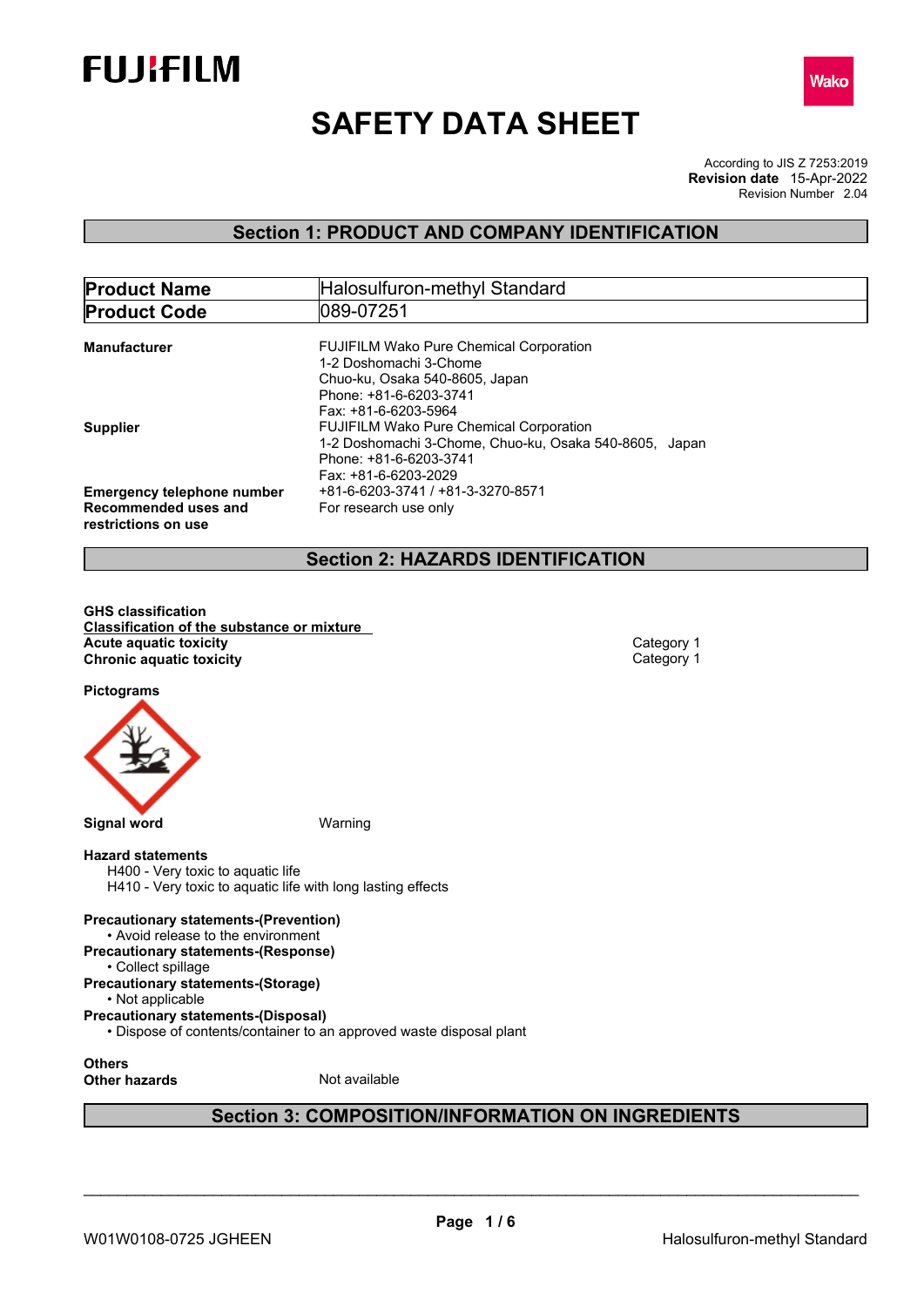FUJIFILM

Wako

# SAFETY DATA SHEET

According to JIS Z 7253:2019
**Revision date** 15-Apr-2022
Revision Number 2.04

## Section 1: PRODUCT AND COMPANY IDENTIFICATION

| **Product Name** | Halosulfuron-methyl Standard |
|---|---|
| **Product Code** | 089-07251 |

**Manufacturer**
FUJIFILM Wako Pure Chemical Corporation
1-2 Doshomachi 3-Chome
Chuo-ku, Osaka 540-8605, Japan
Phone: +81-6-6203-3741
Fax: +81-6-6203-5964

**Supplier**
FUJIFILM Wako Pure Chemical Corporation
1-2 Doshomachi 3-Chome, Chuo-ku, Osaka 540-8605, Japan
Phone: +81-6-6203-3741
Fax: +81-6-6203-2029

**Emergency telephone number** +81-6-6203-3741 / +81-3-3270-8571

**Recommended uses and restrictions on use** For research use only

## Section 2: HAZARDS IDENTIFICATION

**GHS classification**

**Classification of the substance or mixture**

| | |
|---|---|
| **Acute aquatic toxicity** | Category 1 |
| **Chronic aquatic toxicity** | Category 1 |

**Pictograms**

**Signal word** Warning

**Hazard statements**
- H400 - Very toxic to aquatic life
- H410 - Very toxic to aquatic life with long lasting effects

**Precautionary statements-(Prevention)**
- Avoid release to the environment

**Precautionary statements-(Response)**
- Collect spillage

**Precautionary statements-(Storage)**
- Not applicable

**Precautionary statements-(Disposal)**
- Dispose of contents/container to an approved waste disposal plant

**Others**

**Other hazards** Not available

## Section 3: COMPOSITION/INFORMATION ON INGREDIENTS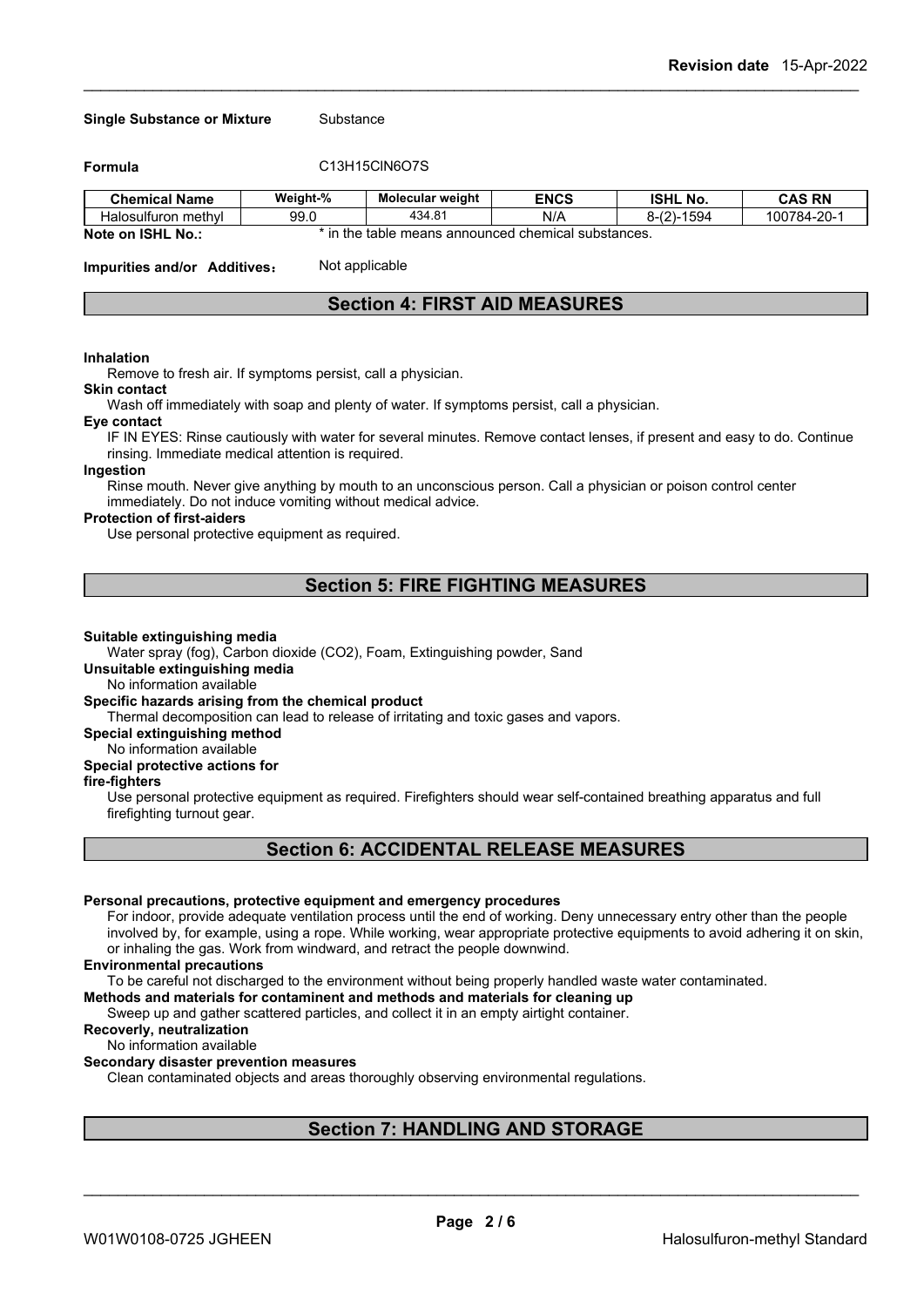**Single Substance or Mixture** Substance

**Formula** C13H15ClN6O7S

| Chemical Name | Weight-% | Molecular weight | ENCS | ISHL No. | CAS RN |
|---|---|---|---|---|---|
| Halosulfuron methyl | 99.0 | 434.81 | N/A | 8-(2)-1594 | 100784-20-1 |

**Note on ISHL No.:** * in the table means announced chemical substances.

**Impurities and/or Additives**： Not applicable

## Section 4: FIRST AID MEASURES

**Inhalation**

Remove to fresh air. If symptoms persist, call a physician.

**Skin contact**

Wash off immediately with soap and plenty of water. If symptoms persist, call a physician.

**Eye contact**

IF IN EYES: Rinse cautiously with water for several minutes. Remove contact lenses, if present and easy to do. Continue rinsing. Immediate medical attention is required.

**Ingestion**

Rinse mouth. Never give anything by mouth to an unconscious person. Call a physician or poison control center immediately. Do not induce vomiting without medical advice.

**Protection of first-aiders**

Use personal protective equipment as required.

## Section 5: FIRE FIGHTING MEASURES

**Suitable extinguishing media**

Water spray (fog), Carbon dioxide (CO2), Foam, Extinguishing powder, Sand

**Unsuitable extinguishing media**

No information available

**Specific hazards arising from the chemical product**

Thermal decomposition can lead to release of irritating and toxic gases and vapors.

**Special extinguishing method**

No information available

**Special protective actions for fire-fighters**

Use personal protective equipment as required. Firefighters should wear self-contained breathing apparatus and full firefighting turnout gear.

## Section 6: ACCIDENTAL RELEASE MEASURES

**Personal precautions, protective equipment and emergency procedures**

For indoor, provide adequate ventilation process until the end of working. Deny unnecessary entry other than the people involved by, for example, using a rope. While working, wear appropriate protective equipments to avoid adhering it on skin, or inhaling the gas. Work from windward, and retract the people downwind.

**Environmental precautions**

To be careful not discharged to the environment without being properly handled waste water contaminated.

**Methods and materials for contaminent and methods and materials for cleaning up**

Sweep up and gather scattered particles, and collect it in an empty airtight container.

**Recoverly, neutralization**

No information available

**Secondary disaster prevention measures**

Clean contaminated objects and areas thoroughly observing environmental regulations.

## Section 7: HANDLING AND STORAGE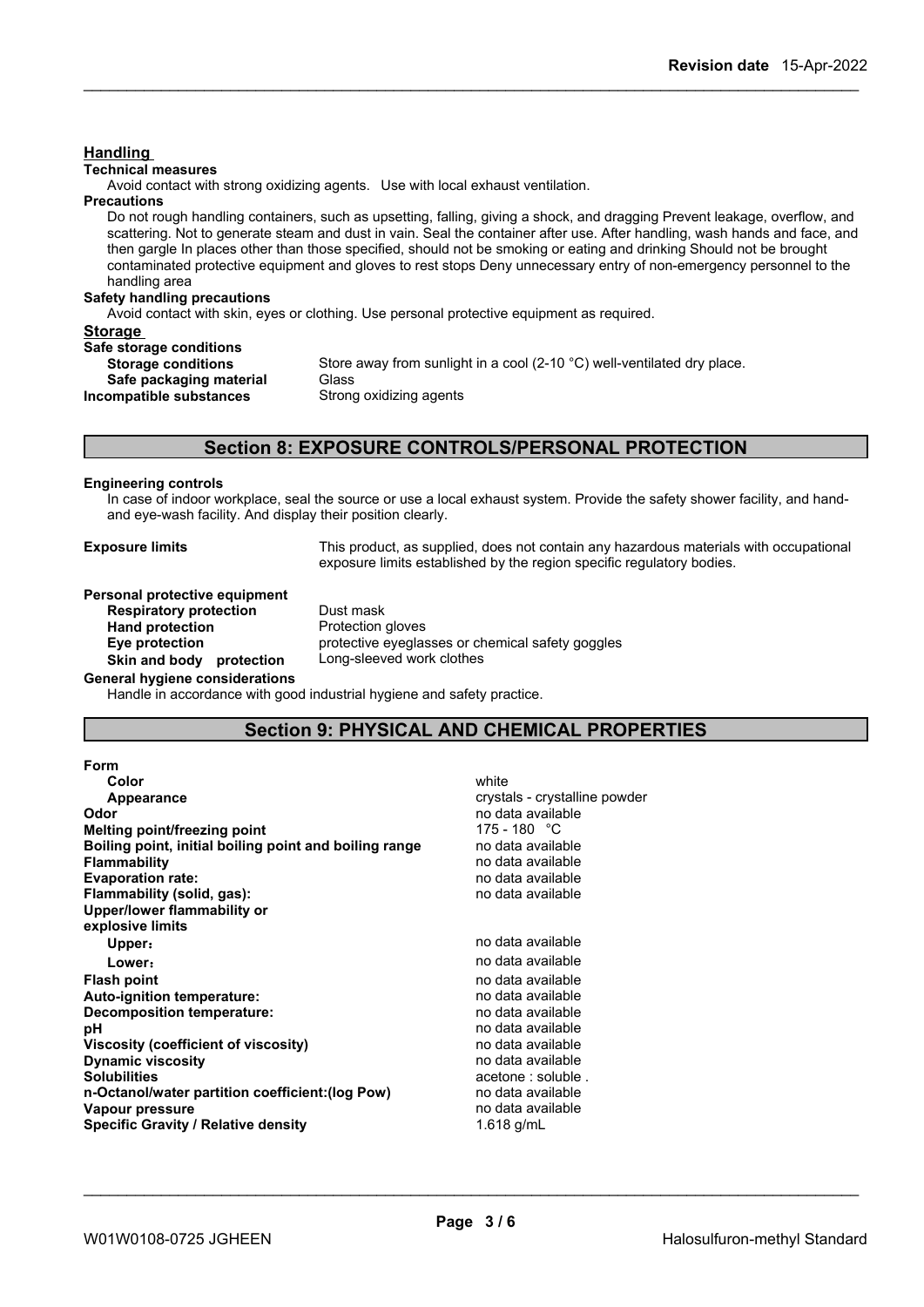### Handling

**Technical measures**

Avoid contact with strong oxidizing agents. Use with local exhaust ventilation.

**Precautions**

Do not rough handling containers, such as upsetting, falling, giving a shock, and dragging Prevent leakage, overflow, and scattering. Not to generate steam and dust in vain. Seal the container after use. After handling, wash hands and face, and then gargle In places other than those specified, should not be smoking or eating and drinking Should not be brought contaminated protective equipment and gloves to rest stops Deny unnecessary entry of non-emergency personnel to the handling area

**Safety handling precautions**

Avoid contact with skin, eyes or clothing. Use personal protective equipment as required.

### Storage

**Safe storage conditions**

| | |
|---|---|
| **Storage conditions** | Store away from sunlight in a cool (2-10 °C) well-ventilated dry place. |
| **Safe packaging material** | Glass |
| **Incompatible substances** | Strong oxidizing agents |

## Section 8: EXPOSURE CONTROLS/PERSONAL PROTECTION

**Engineering controls**

In case of indoor workplace, seal the source or use a local exhaust system. Provide the safety shower facility, and hand- and eye-wash facility. And display their position clearly.

**Exposure limits** This product, as supplied, does not contain any hazardous materials with occupational exposure limits established by the region specific regulatory bodies.

**Personal protective equipment**

| | |
|---|---|
| **Respiratory protection** | Dust mask |
| **Hand protection** | Protection gloves |
| **Eye protection** | protective eyeglasses or chemical safety goggles |
| **Skin and body protection** | Long-sleeved work clothes |

**General hygiene considerations**

Handle in accordance with good industrial hygiene and safety practice.

## Section 9: PHYSICAL AND CHEMICAL PROPERTIES

| | |
|---|---|
| **Form** | |
| **Color** | white |
| **Appearance** | crystals - crystalline powder |
| **Odor** | no data available |
| **Melting point/freezing point** | 175 - 180 °C |
| **Boiling point, initial boiling point and boiling range** | no data available |
| **Flammability** | no data available |
| **Evaporation rate:** | no data available |
| **Flammability (solid, gas):** | no data available |
| **Upper/lower flammability or explosive limits** | |
| **Upper:** | no data available |
| **Lower:** | no data available |
| **Flash point** | no data available |
| **Auto-ignition temperature:** | no data available |
| **Decomposition temperature:** | no data available |
| **pH** | no data available |
| **Viscosity (coefficient of viscosity)** | no data available |
| **Dynamic viscosity** | no data available |
| **Solubilities** | acetone : soluble . |
| **n-Octanol/water partition coefficient:(log Pow)** | no data available |
| **Vapour pressure** | no data available |
| **Specific Gravity / Relative density** | 1.618 g/mL |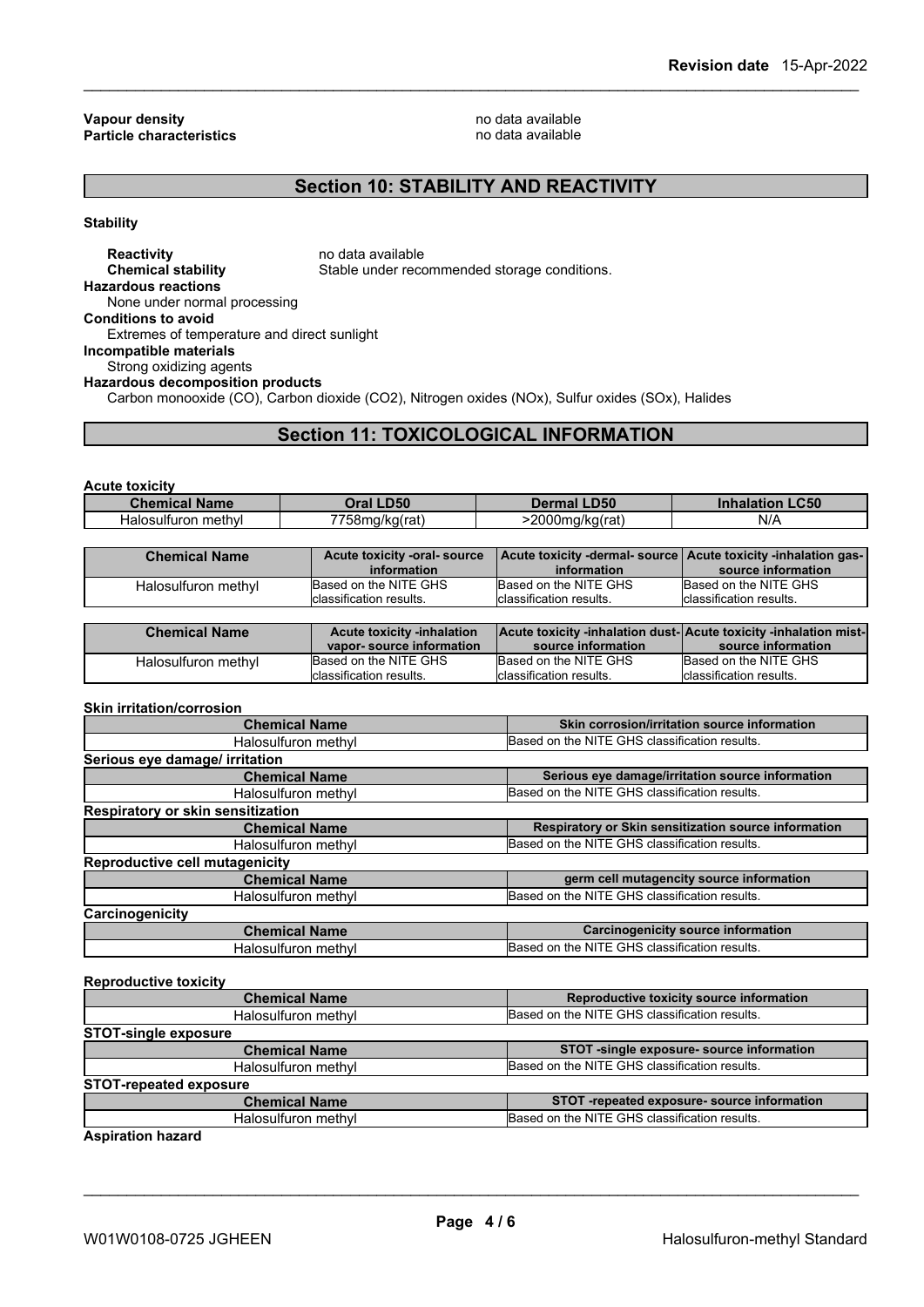**Vapour density** no data available
**Particle characteristics** no data available

## Section 10: STABILITY AND REACTIVITY

**Stability**

**Reactivity** no data available
**Chemical stability** Stable under recommended storage conditions.

**Hazardous reactions**
None under normal processing

**Conditions to avoid**
Extremes of temperature and direct sunlight

**Incompatible materials**
Strong oxidizing agents

**Hazardous decomposition products**
Carbon monooxide (CO), Carbon dioxide ($CO_2$), Nitrogen oxides (NOx), Sulfur oxides (SOx), Halides

## Section 11: TOXICOLOGICAL INFORMATION

**Acute toxicity**

| Chemical Name | Oral LD50 | Dermal LD50 | Inhalation LC50 |
|---|---|---|---|
| Halosulfuron methyl | 7758mg/kg(rat) | >2000mg/kg(rat) | N/A |

| Chemical Name | Acute toxicity -oral- source information | Acute toxicity -dermal- source information | Acute toxicity -inhalation gas- source information |
|---|---|---|---|
| Halosulfuron methyl | Based on the NITE GHS classification results. | Based on the NITE GHS classification results. | Based on the NITE GHS classification results. |

| Chemical Name | Acute toxicity -inhalation vapor- source information | Acute toxicity -inhalation dust- source information | Acute toxicity -inhalation mist- source information |
|---|---|---|---|
| Halosulfuron methyl | Based on the NITE GHS classification results. | Based on the NITE GHS classification results. | Based on the NITE GHS classification results. |

**Skin irritation/corrosion**

| Chemical Name | Skin corrosion/irritation source information |
|---|---|
| Halosulfuron methyl | Based on the NITE GHS classification results. |

**Serious eye damage/ irritation**

| Chemical Name | Serious eye damage/irritation source information |
|---|---|
| Halosulfuron methyl | Based on the NITE GHS classification results. |

**Respiratory or skin sensitization**

| Chemical Name | Respiratory or Skin sensitization source information |
|---|---|
| Halosulfuron methyl | Based on the NITE GHS classification results. |

**Reproductive cell mutagenicity**

| Chemical Name | germ cell mutagencity source information |
|---|---|
| Halosulfuron methyl | Based on the NITE GHS classification results. |

**Carcinogenicity**

| Chemical Name | Carcinogenicity source information |
|---|---|
| Halosulfuron methyl | Based on the NITE GHS classification results. |

**Reproductive toxicity**

| Chemical Name | Reproductive toxicity source information |
|---|---|
| Halosulfuron methyl | Based on the NITE GHS classification results. |

**STOT-single exposure**

| Chemical Name | STOT -single exposure- source information |
|---|---|
| Halosulfuron methyl | Based on the NITE GHS classification results. |

**STOT-repeated exposure**

| Chemical Name | STOT -repeated exposure- source information |
|---|---|
| Halosulfuron methyl | Based on the NITE GHS classification results. |

**Aspiration hazard**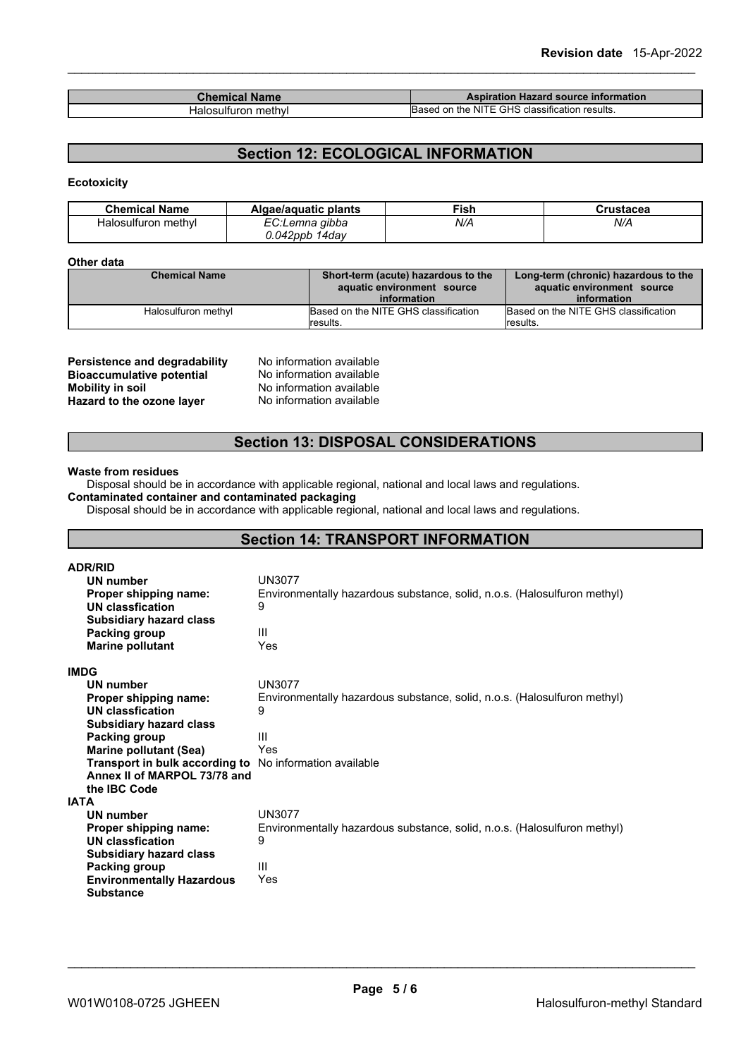| Chemical Name | Aspiration Hazard source information |
| --- | --- |
| Halosulfuron methyl | Based on the NITE GHS classification results. |

## Section 12: ECOLOGICAL INFORMATION

**Ecotoxicity**

| Chemical Name | Algae/aquatic plants | Fish | Crustacea |
| --- | --- | --- | --- |
| Halosulfuron methyl | *EC:Lemna gibba 0.042ppb 14day* | *N/A* | *N/A* |

**Other data**

| Chemical Name | Short-term (acute) hazardous to the aquatic environment source information | Long-term (chronic) hazardous to the aquatic environment source information |
| --- | --- | --- |
| Halosulfuron methyl | Based on the NITE GHS classification results. | Based on the NITE GHS classification results. |

**Persistence and degradability** No information available
**Bioaccumulative potential** No information available
**Mobility in soil** No information available
**Hazard to the ozone layer** No information available

## Section 13: DISPOSAL CONSIDERATIONS

**Waste from residues**
Disposal should be in accordance with applicable regional, national and local laws and regulations.
**Contaminated container and contaminated packaging**
Disposal should be in accordance with applicable regional, national and local laws and regulations.

## Section 14: TRANSPORT INFORMATION

**ADR/RID**

| | |
| --- | --- |
| **UN number** | UN3077 |
| **Proper shipping name:** | Environmentally hazardous substance, solid, n.o.s. (Halosulfuron methyl) |
| **UN classfication** | 9 |
| **Subsidiary hazard class** | |
| **Packing group** | III |
| **Marine pollutant** | Yes |

**IMDG**

| | |
| --- | --- |
| **UN number** | UN3077 |
| **Proper shipping name:** | Environmentally hazardous substance, solid, n.o.s. (Halosulfuron methyl) |
| **UN classfication** | 9 |
| **Subsidiary hazard class** | |
| **Packing group** | III |
| **Marine pollutant (Sea)** | Yes |
| **Transport in bulk according to Annex II of MARPOL 73/78 and the IBC Code** | No information available |

**IATA**

| | |
| --- | --- |
| **UN number** | UN3077 |
| **Proper shipping name:** | Environmentally hazardous substance, solid, n.o.s. (Halosulfuron methyl) |
| **UN classfication** | 9 |
| **Subsidiary hazard class** | |
| **Packing group** | III |
| **Environmentally Hazardous Substance** | Yes |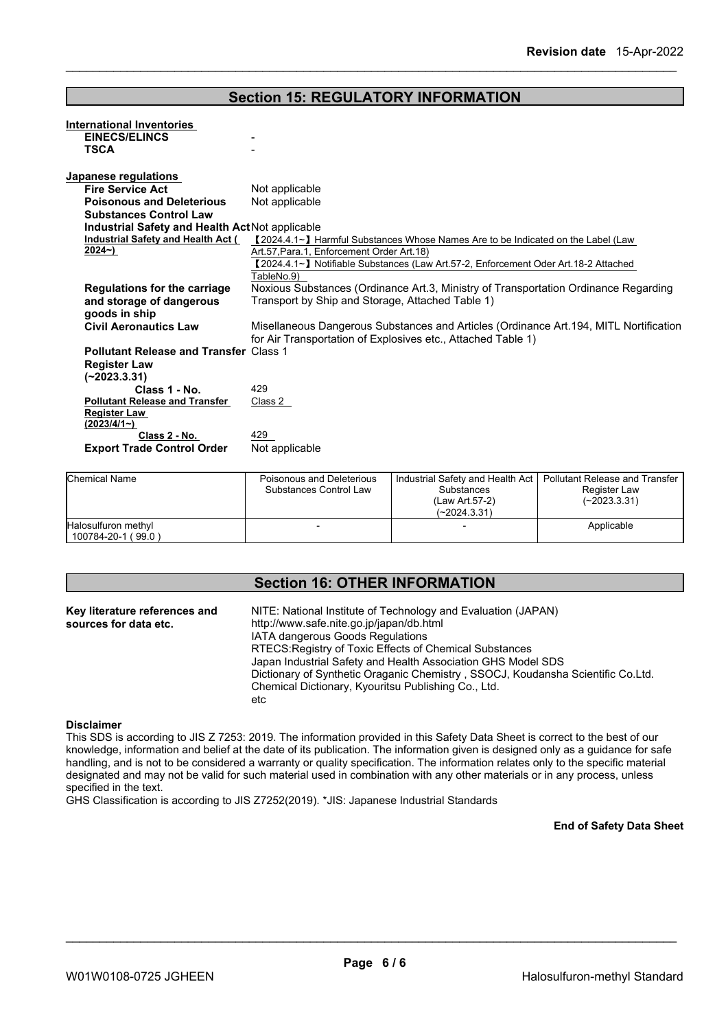## Section 15: REGULATORY INFORMATION

**International Inventories**

| | |
|---|---|
| **EINECS/ELINCS** | - |
| **TSCA** | - |

**Japanese regulations**

| | |
|---|---|
| **Fire Service Act** | Not applicable |
| **Poisonous and Deleterious Substances Control Law** | Not applicable |
| **Industrial Safety and Health Act** | Not applicable |
| **Industrial Safety and Health Act (2024~)** | 【2024.4.1~】Harmful Substances Whose Names Are to be Indicated on the Label (Law Art.57,Para.1, Enforcement Order Art.18)<br>【2024.4.1~】Notifiable Substances (Law Art.57-2, Enforcement Oder Art.18-2 Attached TableNo.9) |
| **Regulations for the carriage and storage of dangerous goods in ship** | Noxious Substances (Ordinance Art.3, Ministry of Transportation Ordinance Regarding Transport by Ship and Storage, Attached Table 1) |
| **Civil Aeronautics Law** | Misellaneous Dangerous Substances and Articles (Ordinance Art.194, MITL Nortification for Air Transportation of Explosives etc., Attached Table 1) |
| **Pollutant Release and Transfer Register Law (~2023.3.31)** | Class 1 |
| **Class 1 - No.** | 429 |
| **Pollutant Release and Transfer Register Law (2023/4/1~)** | Class 2 |
| **Class 2 - No.** | 429 |
| **Export Trade Control Order** | Not applicable |

| Chemical Name | Poisonous and Deleterious Substances Control Law | Industrial Safety and Health Act Substances (Law Art.57-2) (~2024.3.31) | Pollutant Release and Transfer Register Law (~2023.3.31) |
|---|---|---|---|
| Halosulfuron methyl 100784-20-1 ( 99.0 ) | - | - | Applicable |

## Section 16: OTHER INFORMATION

**Key literature references and sources for data etc.**

NITE: National Institute of Technology and Evaluation (JAPAN)
http://www.safe.nite.go.jp/japan/db.html
IATA dangerous Goods Regulations
RTECS:Registry of Toxic Effects of Chemical Substances
Japan Industrial Safety and Health Association GHS Model SDS
Dictionary of Synthetic Oraganic Chemistry , SSOCJ, Koudansha Scientific Co.Ltd.
Chemical Dictionary, Kyouritsu Publishing Co., Ltd.
etc

**Disclaimer**

This SDS is according to JIS Z 7253: 2019. The information provided in this Safety Data Sheet is correct to the best of our knowledge, information and belief at the date of its publication. The information given is designed only as a guidance for safe handling, and is not to be considered a warranty or quality specification. The information relates only to the specific material designated and may not be valid for such material used in combination with any other materials or in any process, unless specified in the text.

GHS Classification is according to JIS Z7252(2019). *JIS: Japanese Industrial Standards

**End of Safety Data Sheet**